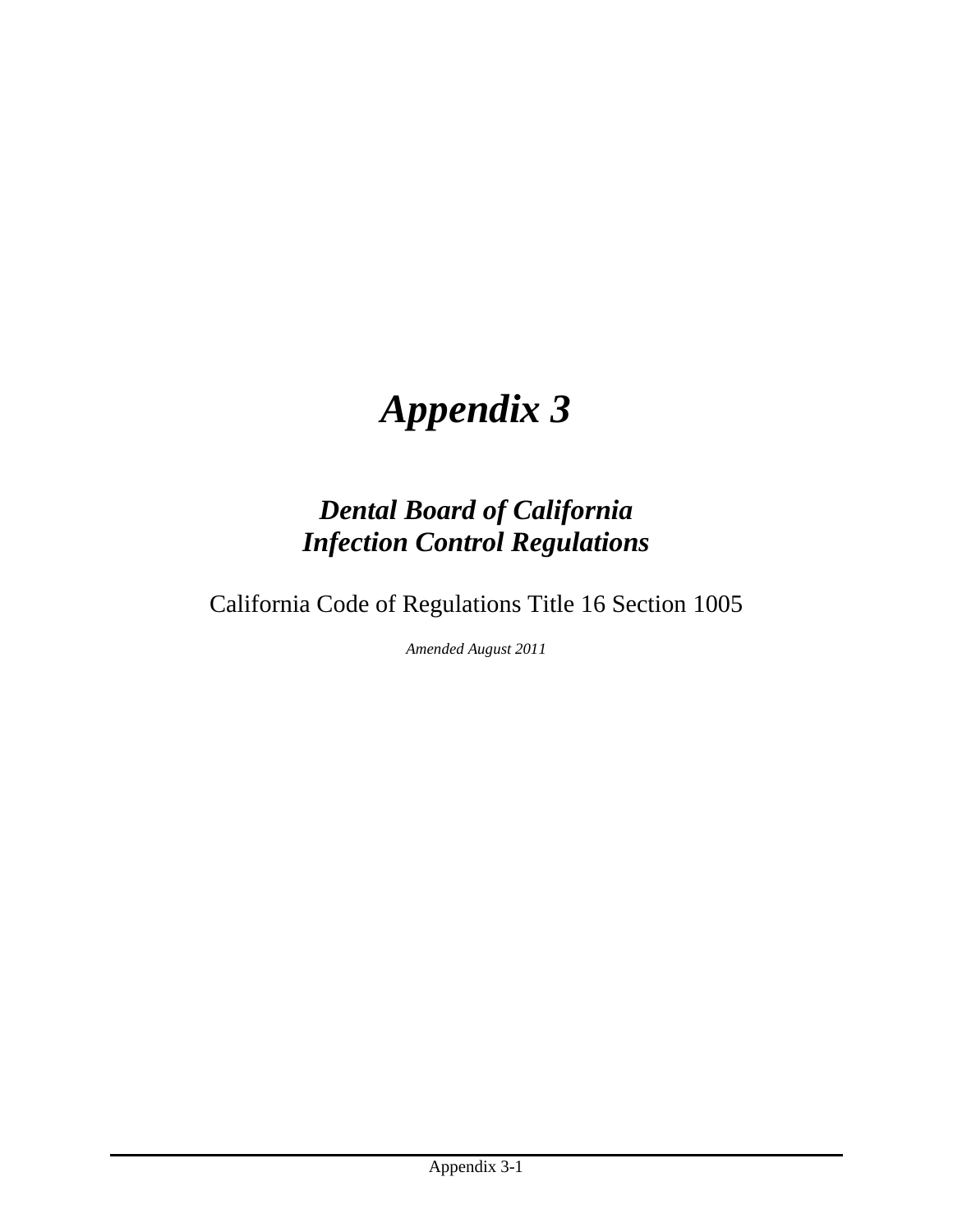# *Appendix 3*

## *Dental Board of California Infection Control Regulations*

California Code of Regulations Title 16 Section 1005

*Amended August 2011*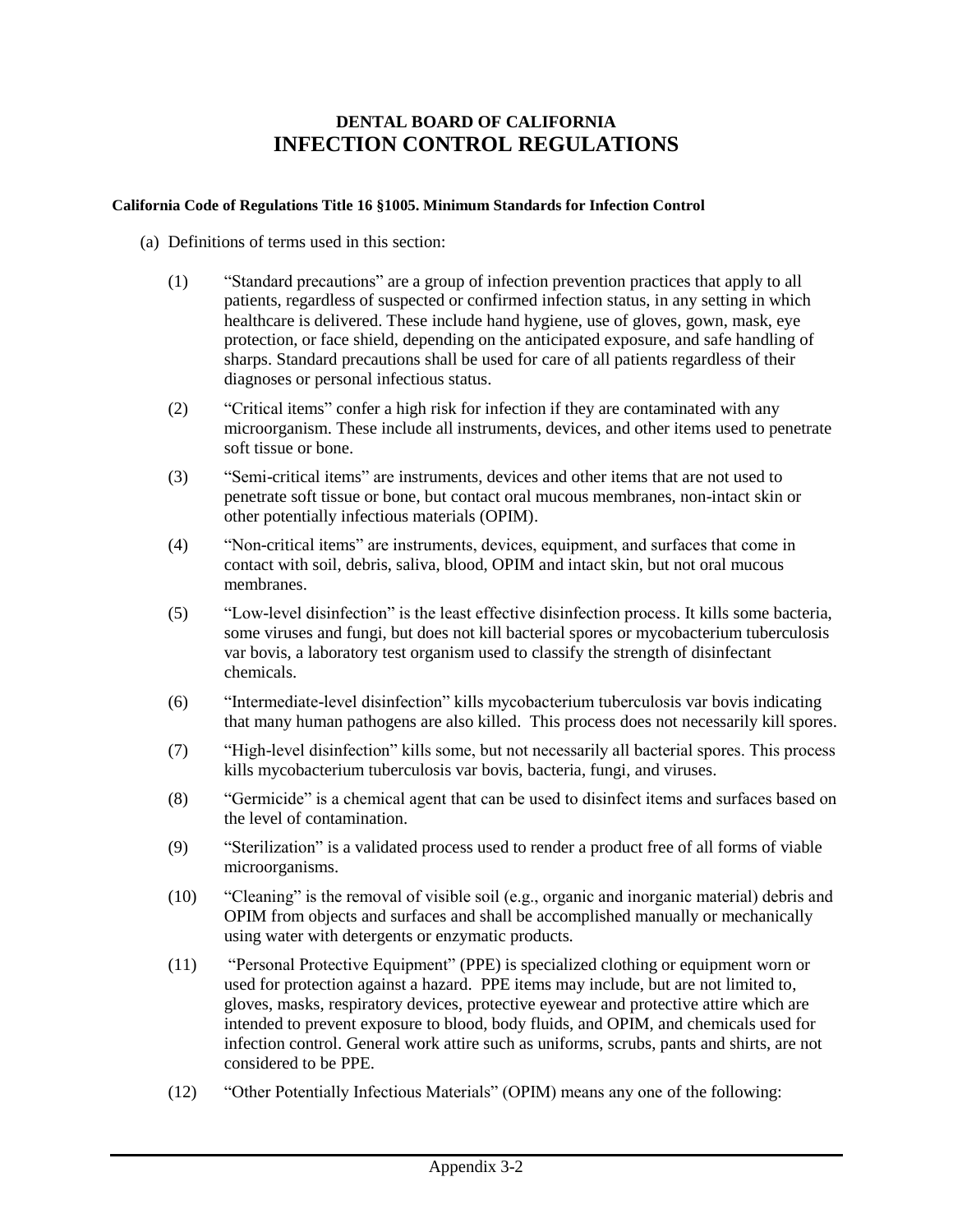# DENTAL BOARD OF CALIFORNIA
# INFECTION CONTROL REGULATIONS

**California Code of Regulations Title 16 §1005. Minimum Standards for Infection Control**

(a) Definitions of terms used in this section:

(1) "Standard precautions" are a group of infection prevention practices that apply to all patients, regardless of suspected or confirmed infection status, in any setting in which healthcare is delivered. These include hand hygiene, use of gloves, gown, mask, eye protection, or face shield, depending on the anticipated exposure, and safe handling of sharps. Standard precautions shall be used for care of all patients regardless of their diagnoses or personal infectious status.

(2) "Critical items" confer a high risk for infection if they are contaminated with any microorganism. These include all instruments, devices, and other items used to penetrate soft tissue or bone.

(3) "Semi-critical items" are instruments, devices and other items that are not used to penetrate soft tissue or bone, but contact oral mucous membranes, non-intact skin or other potentially infectious materials (OPIM).

(4) "Non-critical items" are instruments, devices, equipment, and surfaces that come in contact with soil, debris, saliva, blood, OPIM and intact skin, but not oral mucous membranes.

(5) "Low-level disinfection" is the least effective disinfection process. It kills some bacteria, some viruses and fungi, but does not kill bacterial spores or mycobacterium tuberculosis var bovis, a laboratory test organism used to classify the strength of disinfectant chemicals.

(6) "Intermediate-level disinfection" kills mycobacterium tuberculosis var bovis indicating that many human pathogens are also killed. This process does not necessarily kill spores.

(7) "High-level disinfection" kills some, but not necessarily all bacterial spores. This process kills mycobacterium tuberculosis var bovis, bacteria, fungi, and viruses.

(8) "Germicide" is a chemical agent that can be used to disinfect items and surfaces based on the level of contamination.

(9) "Sterilization" is a validated process used to render a product free of all forms of viable microorganisms.

(10) "Cleaning" is the removal of visible soil (e.g., organic and inorganic material) debris and OPIM from objects and surfaces and shall be accomplished manually or mechanically using water with detergents or enzymatic products.

(11) "Personal Protective Equipment" (PPE) is specialized clothing or equipment worn or used for protection against a hazard. PPE items may include, but are not limited to, gloves, masks, respiratory devices, protective eyewear and protective attire which are intended to prevent exposure to blood, body fluids, and OPIM, and chemicals used for infection control. General work attire such as uniforms, scrubs, pants and shirts, are not considered to be PPE.

(12) "Other Potentially Infectious Materials" (OPIM) means any one of the following: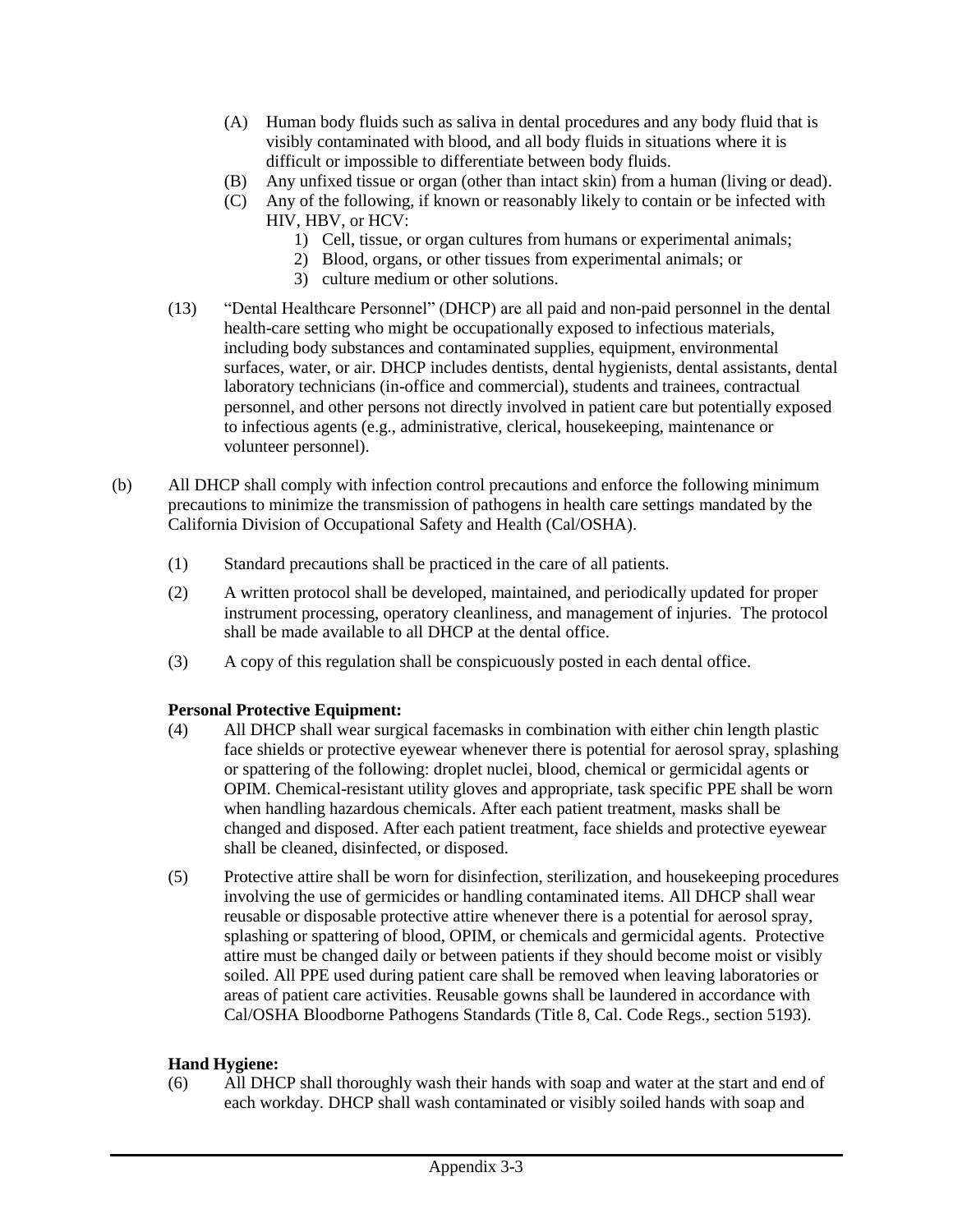(A) Human body fluids such as saliva in dental procedures and any body fluid that is visibly contaminated with blood, and all body fluids in situations where it is difficult or impossible to differentiate between body fluids.

(B) Any unfixed tissue or organ (other than intact skin) from a human (living or dead).

(C) Any of the following, if known or reasonably likely to contain or be infected with HIV, HBV, or HCV:

1) Cell, tissue, or organ cultures from humans or experimental animals;
2) Blood, organs, or other tissues from experimental animals; or
3) culture medium or other solutions.

(13) "Dental Healthcare Personnel" (DHCP) are all paid and non-paid personnel in the dental health-care setting who might be occupationally exposed to infectious materials, including body substances and contaminated supplies, equipment, environmental surfaces, water, or air. DHCP includes dentists, dental hygienists, dental assistants, dental laboratory technicians (in-office and commercial), students and trainees, contractual personnel, and other persons not directly involved in patient care but potentially exposed to infectious agents (e.g., administrative, clerical, housekeeping, maintenance or volunteer personnel).

(b) All DHCP shall comply with infection control precautions and enforce the following minimum precautions to minimize the transmission of pathogens in health care settings mandated by the California Division of Occupational Safety and Health (Cal/OSHA).

(1) Standard precautions shall be practiced in the care of all patients.

(2) A written protocol shall be developed, maintained, and periodically updated for proper instrument processing, operatory cleanliness, and management of injuries. The protocol shall be made available to all DHCP at the dental office.

(3) A copy of this regulation shall be conspicuously posted in each dental office.

**Personal Protective Equipment:**

(4) All DHCP shall wear surgical facemasks in combination with either chin length plastic face shields or protective eyewear whenever there is potential for aerosol spray, splashing or spattering of the following: droplet nuclei, blood, chemical or germicidal agents or OPIM. Chemical-resistant utility gloves and appropriate, task specific PPE shall be worn when handling hazardous chemicals. After each patient treatment, masks shall be changed and disposed. After each patient treatment, face shields and protective eyewear shall be cleaned, disinfected, or disposed.

(5) Protective attire shall be worn for disinfection, sterilization, and housekeeping procedures involving the use of germicides or handling contaminated items. All DHCP shall wear reusable or disposable protective attire whenever there is a potential for aerosol spray, splashing or spattering of blood, OPIM, or chemicals and germicidal agents. Protective attire must be changed daily or between patients if they should become moist or visibly soiled. All PPE used during patient care shall be removed when leaving laboratories or areas of patient care activities. Reusable gowns shall be laundered in accordance with Cal/OSHA Bloodborne Pathogens Standards (Title 8, Cal. Code Regs., section 5193).

**Hand Hygiene:**

(6) All DHCP shall thoroughly wash their hands with soap and water at the start and end of each workday. DHCP shall wash contaminated or visibly soiled hands with soap and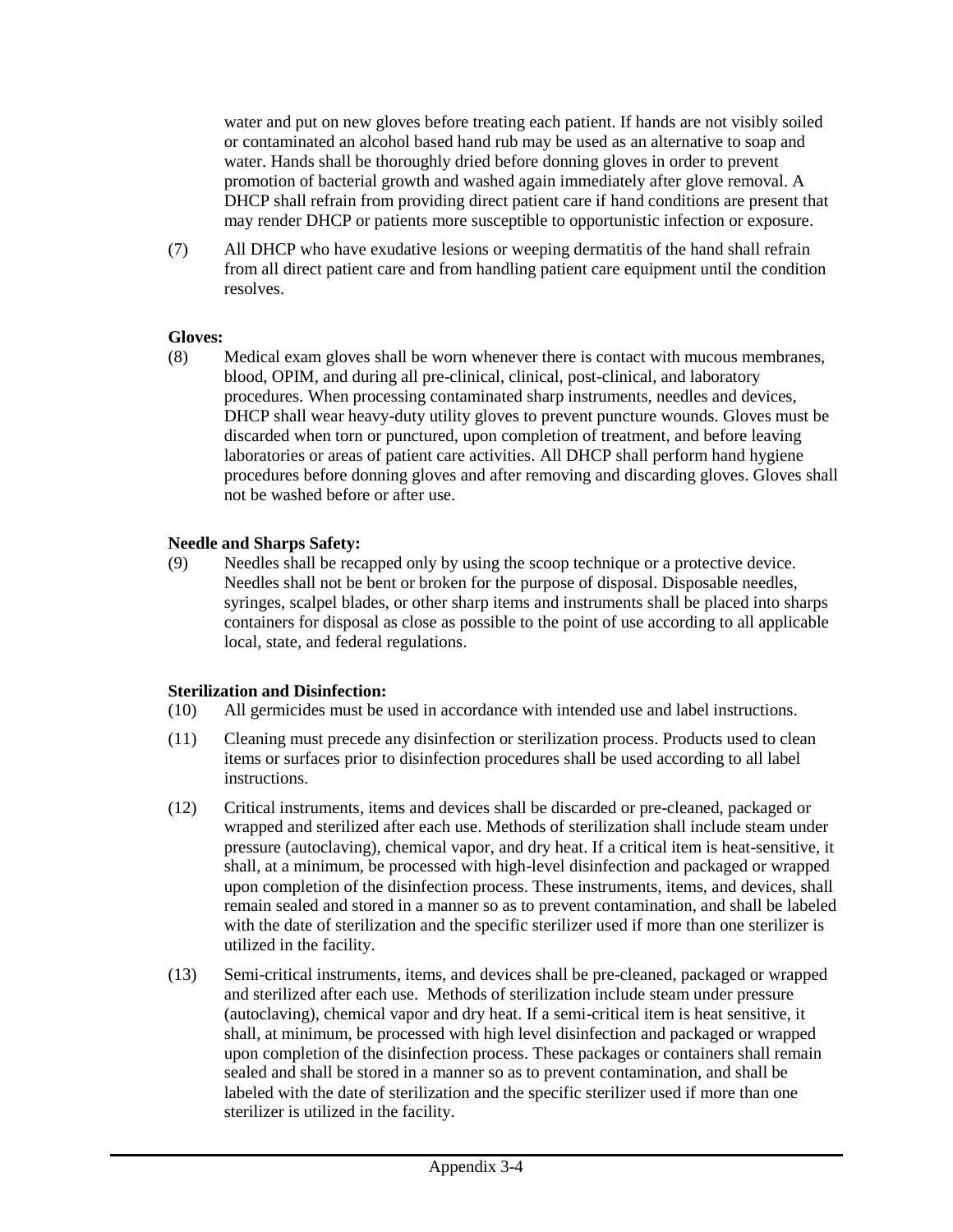water and put on new gloves before treating each patient. If hands are not visibly soiled or contaminated an alcohol based hand rub may be used as an alternative to soap and water. Hands shall be thoroughly dried before donning gloves in order to prevent promotion of bacterial growth and washed again immediately after glove removal. A DHCP shall refrain from providing direct patient care if hand conditions are present that may render DHCP or patients more susceptible to opportunistic infection or exposure.

(7) All DHCP who have exudative lesions or weeping dermatitis of the hand shall refrain from all direct patient care and from handling patient care equipment until the condition resolves.

**Gloves:**

(8) Medical exam gloves shall be worn whenever there is contact with mucous membranes, blood, OPIM, and during all pre-clinical, clinical, post-clinical, and laboratory procedures. When processing contaminated sharp instruments, needles and devices, DHCP shall wear heavy-duty utility gloves to prevent puncture wounds. Gloves must be discarded when torn or punctured, upon completion of treatment, and before leaving laboratories or areas of patient care activities. All DHCP shall perform hand hygiene procedures before donning gloves and after removing and discarding gloves. Gloves shall not be washed before or after use.

**Needle and Sharps Safety:**

(9) Needles shall be recapped only by using the scoop technique or a protective device. Needles shall not be bent or broken for the purpose of disposal. Disposable needles, syringes, scalpel blades, or other sharp items and instruments shall be placed into sharps containers for disposal as close as possible to the point of use according to all applicable local, state, and federal regulations.

**Sterilization and Disinfection:**

(10) All germicides must be used in accordance with intended use and label instructions.

(11) Cleaning must precede any disinfection or sterilization process. Products used to clean items or surfaces prior to disinfection procedures shall be used according to all label instructions.

(12) Critical instruments, items and devices shall be discarded or pre-cleaned, packaged or wrapped and sterilized after each use. Methods of sterilization shall include steam under pressure (autoclaving), chemical vapor, and dry heat. If a critical item is heat-sensitive, it shall, at a minimum, be processed with high-level disinfection and packaged or wrapped upon completion of the disinfection process. These instruments, items, and devices, shall remain sealed and stored in a manner so as to prevent contamination, and shall be labeled with the date of sterilization and the specific sterilizer used if more than one sterilizer is utilized in the facility.

(13) Semi-critical instruments, items, and devices shall be pre-cleaned, packaged or wrapped and sterilized after each use. Methods of sterilization include steam under pressure (autoclaving), chemical vapor and dry heat. If a semi-critical item is heat sensitive, it shall, at minimum, be processed with high level disinfection and packaged or wrapped upon completion of the disinfection process. These packages or containers shall remain sealed and shall be stored in a manner so as to prevent contamination, and shall be labeled with the date of sterilization and the specific sterilizer used if more than one sterilizer is utilized in the facility.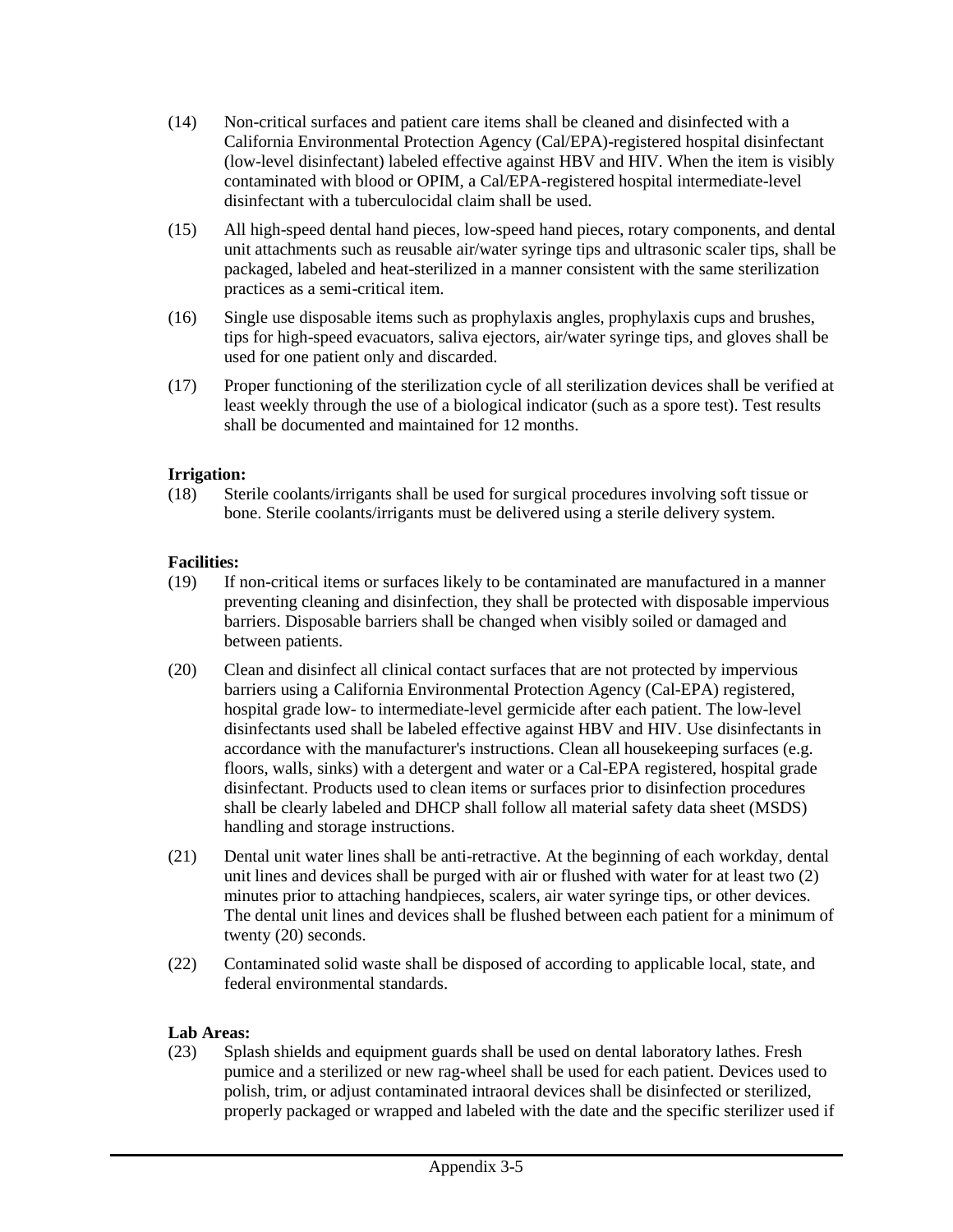(14) Non-critical surfaces and patient care items shall be cleaned and disinfected with a California Environmental Protection Agency (Cal/EPA)-registered hospital disinfectant (low-level disinfectant) labeled effective against HBV and HIV. When the item is visibly contaminated with blood or OPIM, a Cal/EPA-registered hospital intermediate-level disinfectant with a tuberculocidal claim shall be used.

(15) All high-speed dental hand pieces, low-speed hand pieces, rotary components, and dental unit attachments such as reusable air/water syringe tips and ultrasonic scaler tips, shall be packaged, labeled and heat-sterilized in a manner consistent with the same sterilization practices as a semi-critical item.

(16) Single use disposable items such as prophylaxis angles, prophylaxis cups and brushes, tips for high-speed evacuators, saliva ejectors, air/water syringe tips, and gloves shall be used for one patient only and discarded.

(17) Proper functioning of the sterilization cycle of all sterilization devices shall be verified at least weekly through the use of a biological indicator (such as a spore test). Test results shall be documented and maintained for 12 months.

**Irrigation:**

(18) Sterile coolants/irrigants shall be used for surgical procedures involving soft tissue or bone. Sterile coolants/irrigants must be delivered using a sterile delivery system.

**Facilities:**

(19) If non-critical items or surfaces likely to be contaminated are manufactured in a manner preventing cleaning and disinfection, they shall be protected with disposable impervious barriers. Disposable barriers shall be changed when visibly soiled or damaged and between patients.

(20) Clean and disinfect all clinical contact surfaces that are not protected by impervious barriers using a California Environmental Protection Agency (Cal-EPA) registered, hospital grade low- to intermediate-level germicide after each patient. The low-level disinfectants used shall be labeled effective against HBV and HIV. Use disinfectants in accordance with the manufacturer's instructions. Clean all housekeeping surfaces (e.g. floors, walls, sinks) with a detergent and water or a Cal-EPA registered, hospital grade disinfectant. Products used to clean items or surfaces prior to disinfection procedures shall be clearly labeled and DHCP shall follow all material safety data sheet (MSDS) handling and storage instructions.

(21) Dental unit water lines shall be anti-retractive. At the beginning of each workday, dental unit lines and devices shall be purged with air or flushed with water for at least two (2) minutes prior to attaching handpieces, scalers, air water syringe tips, or other devices. The dental unit lines and devices shall be flushed between each patient for a minimum of twenty (20) seconds.

(22) Contaminated solid waste shall be disposed of according to applicable local, state, and federal environmental standards.

**Lab Areas:**

(23) Splash shields and equipment guards shall be used on dental laboratory lathes. Fresh pumice and a sterilized or new rag-wheel shall be used for each patient. Devices used to polish, trim, or adjust contaminated intraoral devices shall be disinfected or sterilized, properly packaged or wrapped and labeled with the date and the specific sterilizer used if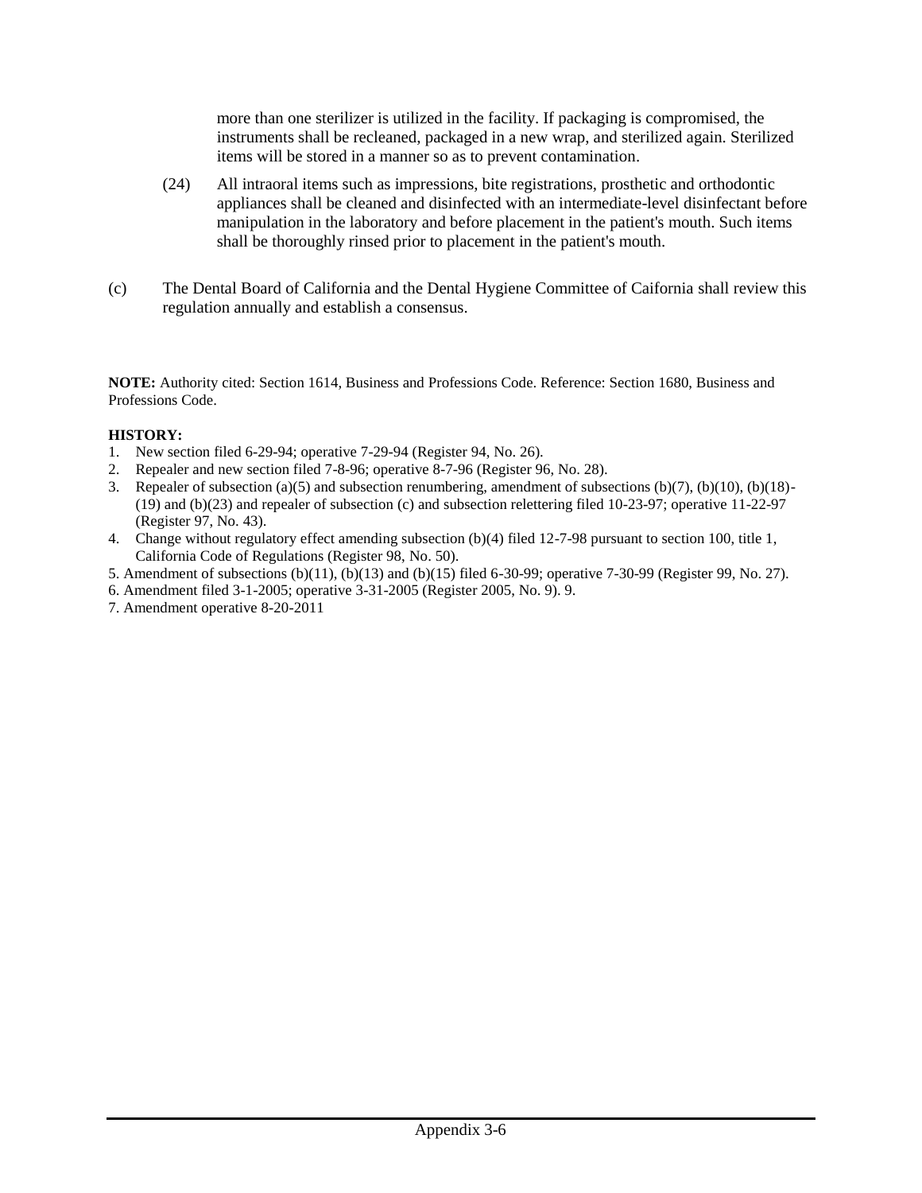more than one sterilizer is utilized in the facility. If packaging is compromised, the instruments shall be recleaned, packaged in a new wrap, and sterilized again. Sterilized items will be stored in a manner so as to prevent contamination.

(24) All intraoral items such as impressions, bite registrations, prosthetic and orthodontic appliances shall be cleaned and disinfected with an intermediate-level disinfectant before manipulation in the laboratory and before placement in the patient's mouth. Such items shall be thoroughly rinsed prior to placement in the patient's mouth.

(c) The Dental Board of California and the Dental Hygiene Committee of Caifornia shall review this regulation annually and establish a consensus.

**NOTE:** Authority cited: Section 1614, Business and Professions Code. Reference: Section 1680, Business and Professions Code.

**HISTORY:**

1. New section filed 6-29-94; operative 7-29-94 (Register 94, No. 26).
2. Repealer and new section filed 7-8-96; operative 8-7-96 (Register 96, No. 28).
3. Repealer of subsection (a)(5) and subsection renumbering, amendment of subsections (b)(7), (b)(10), (b)(18)-(19) and (b)(23) and repealer of subsection (c) and subsection relettering filed 10-23-97; operative 11-22-97 (Register 97, No. 43).
4. Change without regulatory effect amending subsection (b)(4) filed 12-7-98 pursuant to section 100, title 1, California Code of Regulations (Register 98, No. 50).
5. Amendment of subsections (b)(11), (b)(13) and (b)(15) filed 6-30-99; operative 7-30-99 (Register 99, No. 27).
6. Amendment filed 3-1-2005; operative 3-31-2005 (Register 2005, No. 9). 9.
7. Amendment operative 8-20-2011